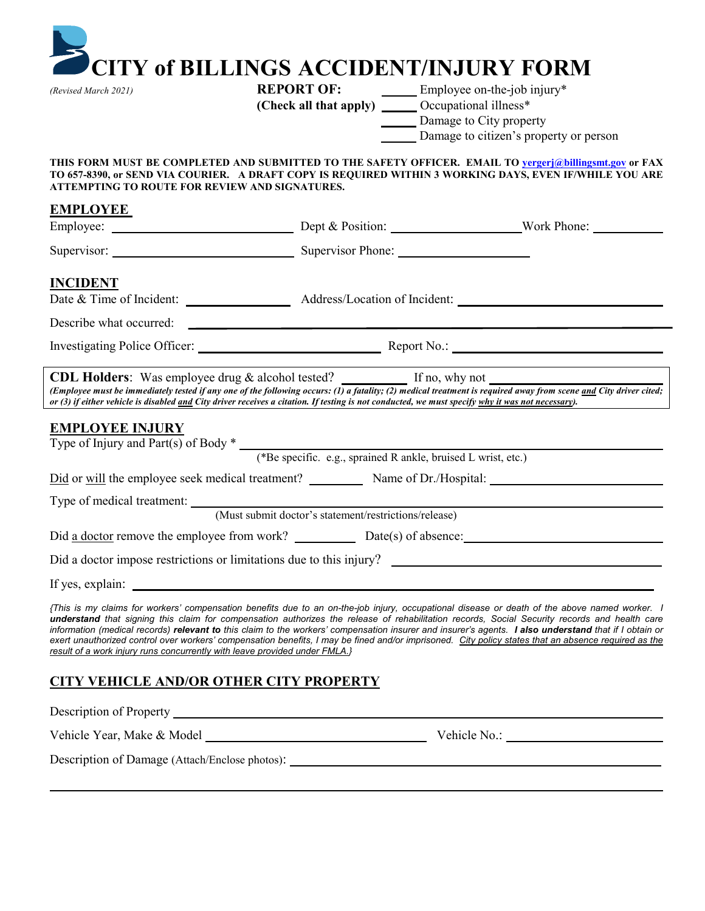# CITY of BILLINGS ACCIDENT/INJURY FORM

*(Revised March 2021)*

**REPORT OF:** **(Check all that apply)**

_____ Employee on-the-job injury*
_____ Occupational illness*
_____ Damage to City property
_____ Damage to citizen's property or person

**THIS FORM MUST BE COMPLETED AND SUBMITTED TO THE SAFETY OFFICER. EMAIL TO yergerj@billingsmt.gov or FAX TO 657-8390, or SEND VIA COURIER. A DRAFT COPY IS REQUIRED WITHIN 3 WORKING DAYS, EVEN IF/WHILE YOU ARE ATTEMPTING TO ROUTE FOR REVIEW AND SIGNATURES.**

## EMPLOYEE

Employee: ____________________ Dept & Position: ____________________ Work Phone: __________

Supervisor: ____________________ Supervisor Phone: ____________________

## INCIDENT

Date & Time of Incident: ______________ Address/Location of Incident: ____________________

Describe what occurred: ________________________________________

Investigating Police Officer: ____________________ Report No.: ____________________

**CDL Holders**: Was employee drug & alcohol tested? __________ If no, why not ____________________

***(Employee must be immediately tested if any one of the following occurs: (1) a fatality; (2) medical treatment is required away from scene and City driver cited; or (3) if either vehicle is disabled and City driver receives a citation. If testing is not conducted, we must specify why it was not necessary).***

## EMPLOYEE INJURY

Type of Injury and Part(s) of Body * ________________________________________
(*Be specific. e.g., sprained R ankle, bruised L wrist, etc.)

Did or will the employee seek medical treatment? ________ Name of Dr./Hospital: ____________________

Type of medical treatment: ________________________________________
(Must submit doctor's statement/restrictions/release)

Did a doctor remove the employee from work? _________ Date(s) of absence: ____________________

Did a doctor impose restrictions or limitations due to this injury? ____________________

If yes, explain: ________________________________________

*{This is my claims for workers' compensation benefits due to an on-the-job injury, occupational disease or death of the above named worker. **I understand** that signing this claim for compensation authorizes the release of rehabilitation records, Social Security records and health care information (medical records) **relevant to** this claim to the workers' compensation insurer and insurer's agents. **I also understand** that if I obtain or exert unauthorized control over workers' compensation benefits, I may be fined and/or imprisoned. City policy states that an absence required as the result of a work injury runs concurrently with leave provided under FMLA.}*

## CITY VEHICLE AND/OR OTHER CITY PROPERTY

Description of Property ________________________________________

Vehicle Year, Make & Model ____________________ Vehicle No.: ____________________

Description of Damage (Attach/Enclose photos): ________________________________________

________________________________________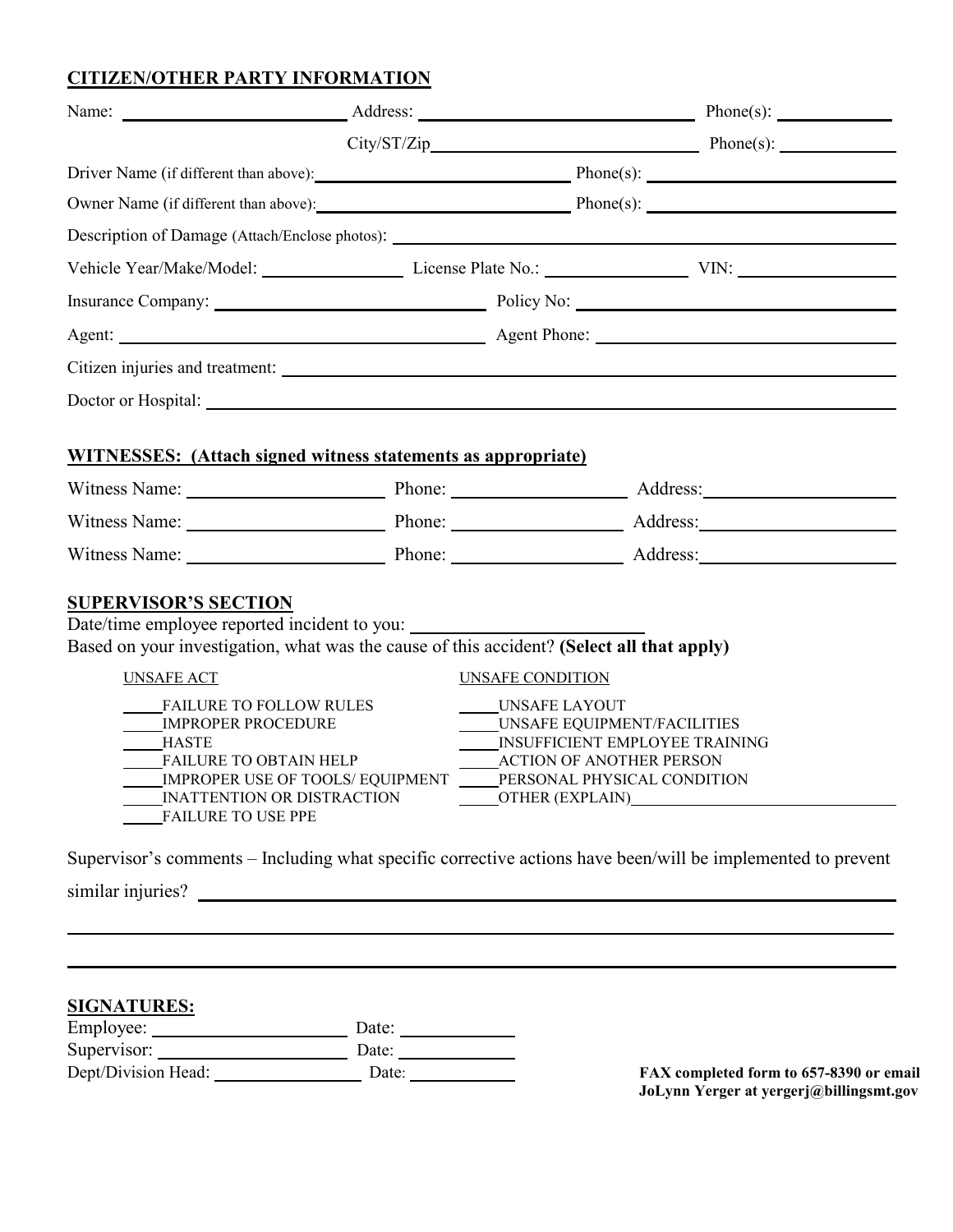## CITIZEN/OTHER PARTY INFORMATION

Name: ______________________ Address: ______________________________ Phone(s): ____________

City/ST/Zip______________________________ Phone(s): ____________

Driver Name (if different than above):____________________________ Phone(s): ____________________________

Owner Name (if different than above):____________________________ Phone(s): ____________________________

Description of Damage (Attach/Enclose photos): ______________________________________________________

Vehicle Year/Make/Model: ______________ License Plate No.: ______________ VIN: ________________

Insurance Company: ____________________________ Policy No: ____________________________________

Agent: ______________________________________ Agent Phone: ______________________________

Citizen injuries and treatment: ______________________________________________________________

Doctor or Hospital: ______________________________________________________________________

## WITNESSES: (Attach signed witness statements as appropriate)

Witness Name: ____________________ Phone: __________________ Address:____________________

Witness Name: ____________________ Phone: __________________ Address:____________________

Witness Name: ____________________ Phone: __________________ Address:____________________

## SUPERVISOR'S SECTION

Date/time employee reported incident to you: ________________________

Based on your investigation, what was the cause of this accident? **(Select all that apply)**

| UNSAFE ACT | UNSAFE CONDITION |
|---|---|
| _____FAILURE TO FOLLOW RULES | _____UNSAFE LAYOUT |
| _____IMPROPER PROCEDURE | _____UNSAFE EQUIPMENT/FACILITIES |
| _____HASTE | _____INSUFFICIENT EMPLOYEE TRAINING |
| _____FAILURE TO OBTAIN HELP | _____ACTION OF ANOTHER PERSON |
| _____IMPROPER USE OF TOOLS/ EQUIPMENT | _____PERSONAL PHYSICAL CONDITION |
| _____INATTENTION OR DISTRACTION | _____OTHER (EXPLAIN)______________________________ |
| _____FAILURE TO USE PPE | |

Supervisor's comments – Including what specific corrective actions have been/will be implemented to prevent similar injuries? ______________________________________________________________________

______________________________________________________________________________________________

______________________________________________________________________________________________

## SIGNATURES:

Employee: ____________________ Date: ___________

Supervisor: ____________________ Date: ___________

Dept/Division Head: _______________ Date: ___________

**FAX completed form to 657-8390 or email JoLynn Yerger at yergerj@billingsmt.gov**